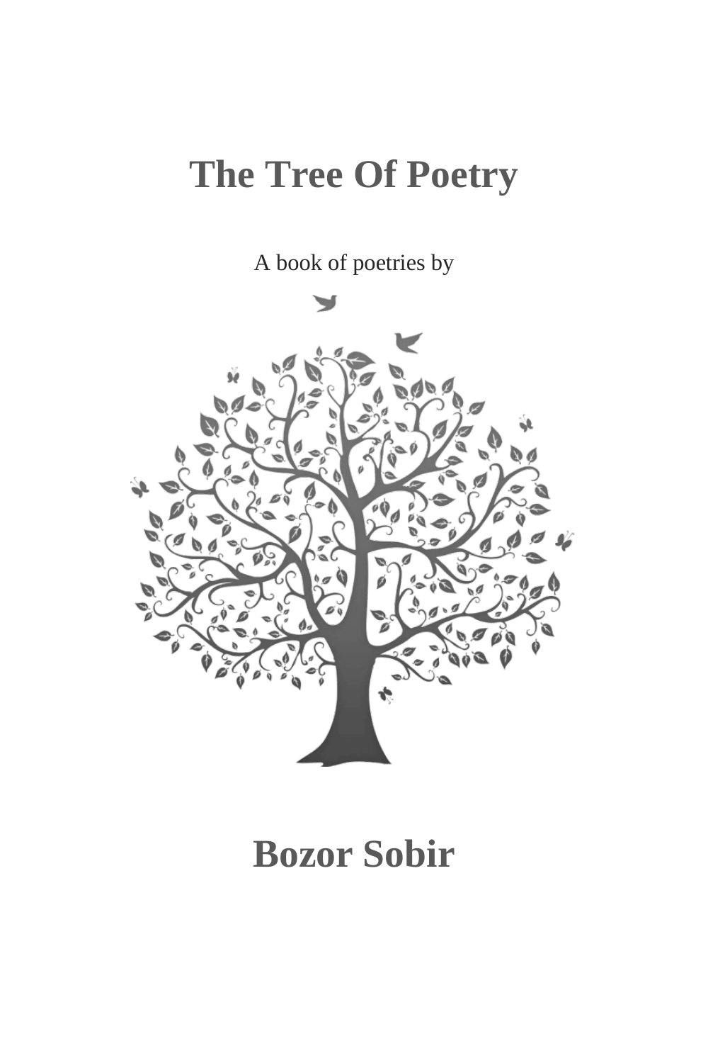# The Tree Of Poetry

A book of poetries by

# Bozor Sobir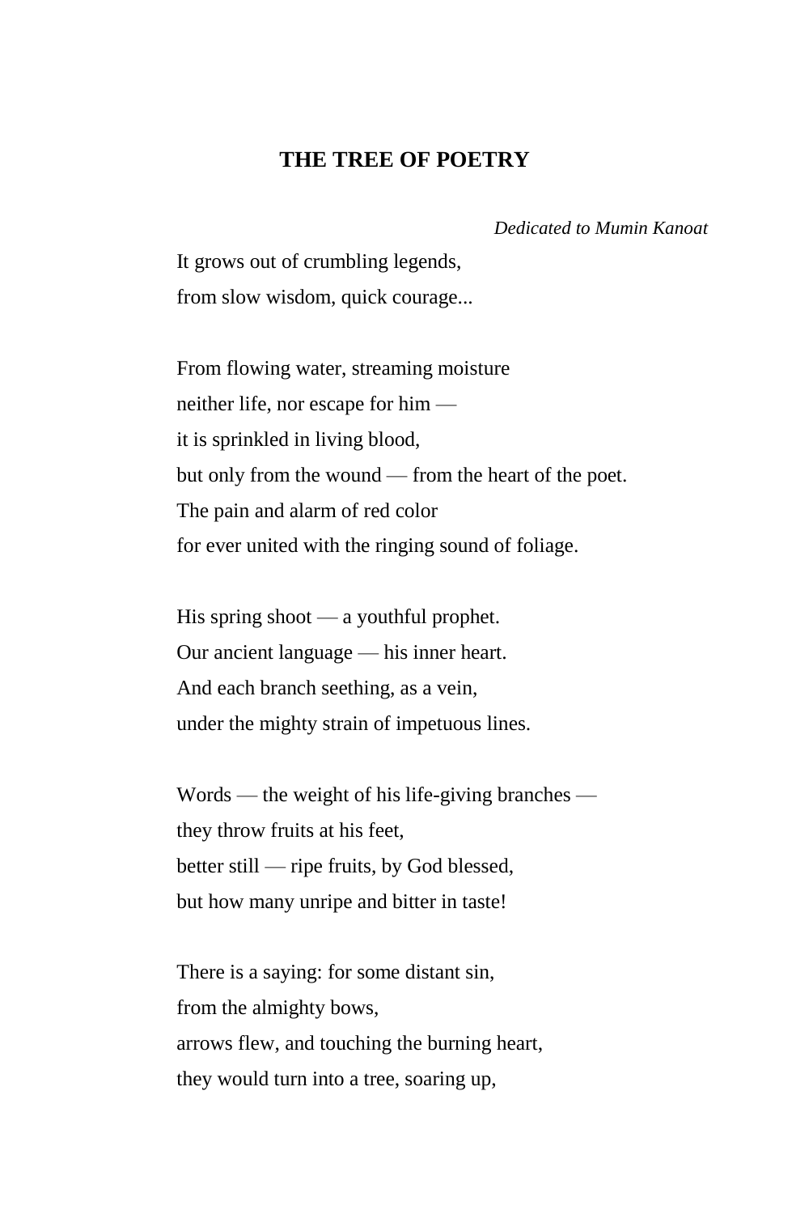## THE TREE OF POETRY

*Dedicated to Mumin Kanoat*

It grows out of crumbling legends,
from slow wisdom, quick courage...

From flowing water, streaming moisture
neither life, nor escape for him —
it is sprinkled in living blood,
but only from the wound — from the heart of the poet.
The pain and alarm of red color
for ever united with the ringing sound of foliage.

His spring shoot — a youthful prophet.
Our ancient language — his inner heart.
And each branch seething, as a vein,
under the mighty strain of impetuous lines.

Words — the weight of his life-giving branches —
they throw fruits at his feet,
better still — ripe fruits, by God blessed,
but how many unripe and bitter in taste!

There is a saying: for some distant sin,
from the almighty bows,
arrows flew, and touching the burning heart,
they would turn into a tree, soaring up,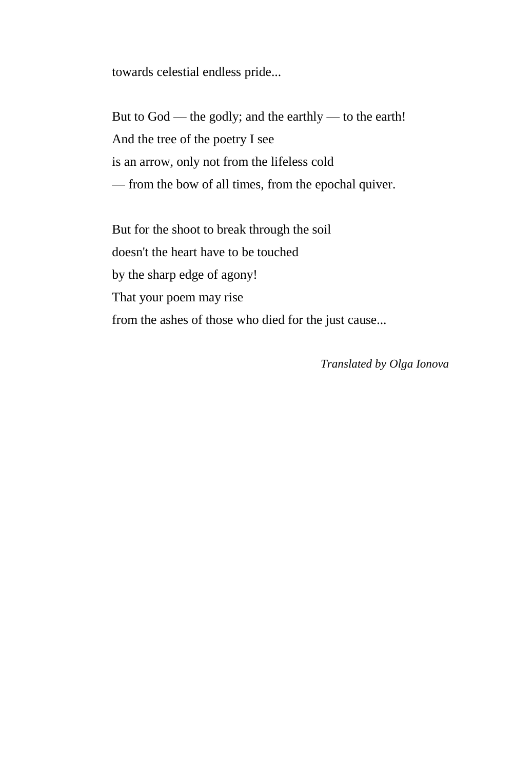towards celestial endless pride...

But to God — the godly; and the earthly — to the earth!  
And the tree of the poetry I see  
is an arrow, only not from the lifeless cold  
— from the bow of all times, from the epochal quiver.

But for the shoot to break through the soil  
doesn't the heart have to be touched  
by the sharp edge of agony!  
That your poem may rise  
from the ashes of those who died for the just cause...

*Translated by Olga Ionova*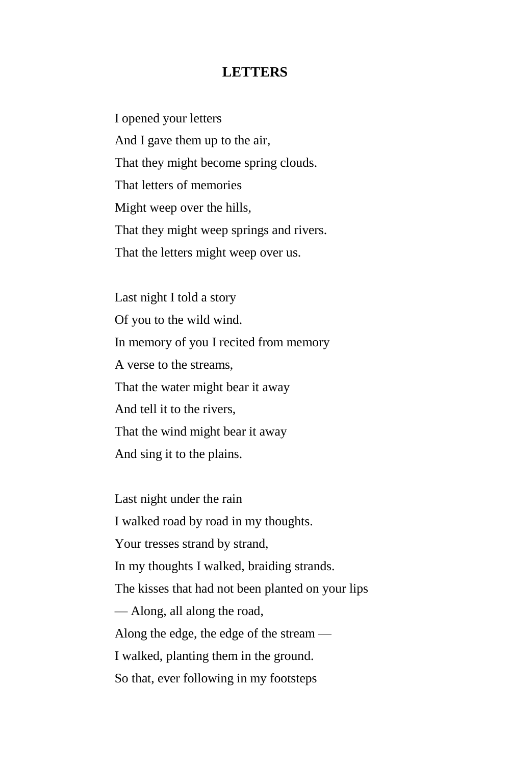# LETTERS

I opened your letters
And I gave them up to the air,
That they might become spring clouds.
That letters of memories
Might weep over the hills,
That they might weep springs and rivers.
That the letters might weep over us.

Last night I told a story
Of you to the wild wind.
In memory of you I recited from memory
A verse to the streams,
That the water might bear it away
And tell it to the rivers,
That the wind might bear it away
And sing it to the plains.

Last night under the rain
I walked road by road in my thoughts.
Your tresses strand by strand,
In my thoughts I walked, braiding strands.
The kisses that had not been planted on your lips
— Along, all along the road,
Along the edge, the edge of the stream —
I walked, planting them in the ground.
So that, ever following in my footsteps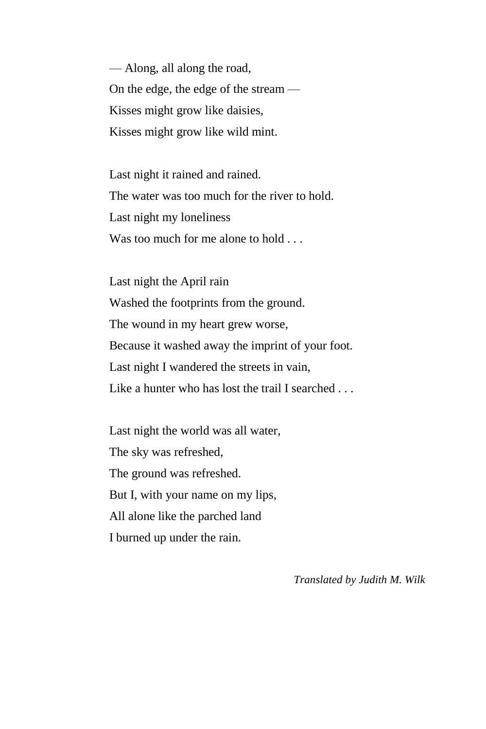— Along, all along the road,  
On the edge, the edge of the stream —  
Kisses might grow like daisies,  
Kisses might grow like wild mint.

Last night it rained and rained.  
The water was too much for the river to hold.  
Last night my loneliness  
Was too much for me alone to hold . . .

Last night the April rain  
Washed the footprints from the ground.  
The wound in my heart grew worse,  
Because it washed away the imprint of your foot.  
Last night I wandered the streets in vain,  
Like a hunter who has lost the trail I searched . . .

Last night the world was all water,  
The sky was refreshed,  
The ground was refreshed.  
But I, with your name on my lips,  
All alone like the parched land  
I burned up under the rain.

*Translated by Judith M. Wilk*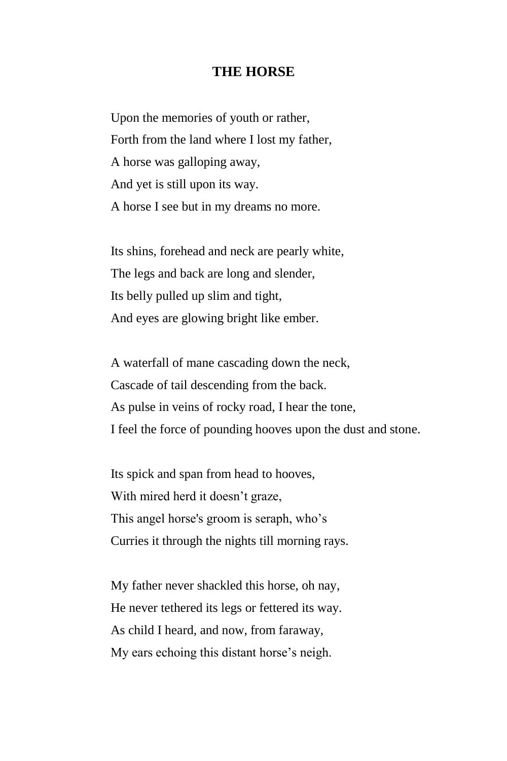# THE HORSE

Upon the memories of youth or rather,
Forth from the land where I lost my father,
A horse was galloping away,
And yet is still upon its way.
A horse I see but in my dreams no more.

Its shins, forehead and neck are pearly white,
The legs and back are long and slender,
Its belly pulled up slim and tight,
And eyes are glowing bright like ember.

A waterfall of mane cascading down the neck,
Cascade of tail descending from the back.
As pulse in veins of rocky road, I hear the tone,
I feel the force of pounding hooves upon the dust and stone.

Its spick and span from head to hooves,
With mired herd it doesn't graze,
This angel horse's groom is seraph, who's
Curries it through the nights till morning rays.

My father never shackled this horse, oh nay,
He never tethered its legs or fettered its way.
As child I heard, and now, from faraway,
My ears echoing this distant horse's neigh.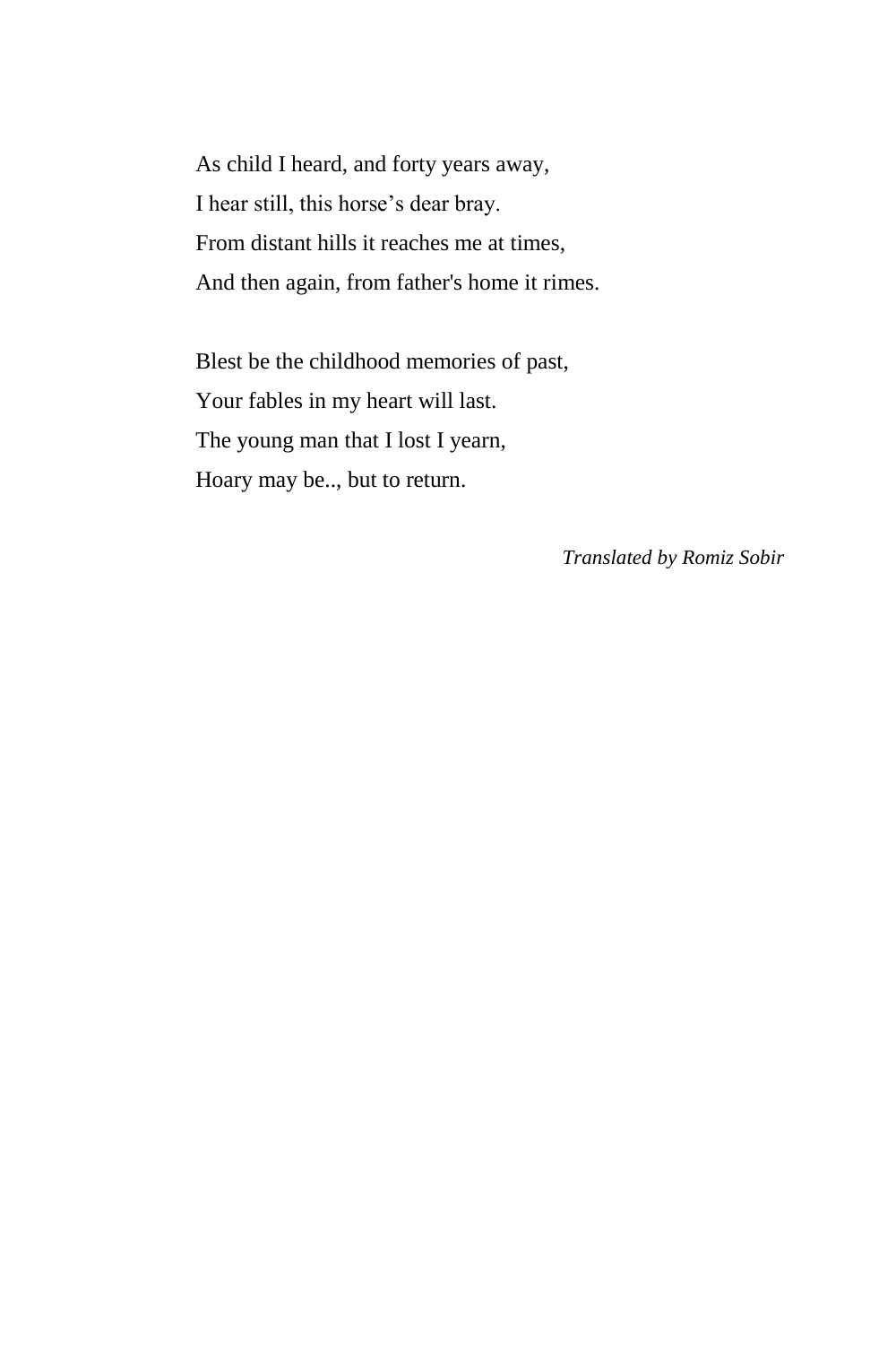As child I heard, and forty years away,  
I hear still, this horse’s dear bray.  
From distant hills it reaches me at times,  
And then again, from father's home it rimes.

Blest be the childhood memories of past,  
Your fables in my heart will last.  
The young man that I lost I yearn,  
Hoary may be.., but to return.

*Translated by Romiz Sobir*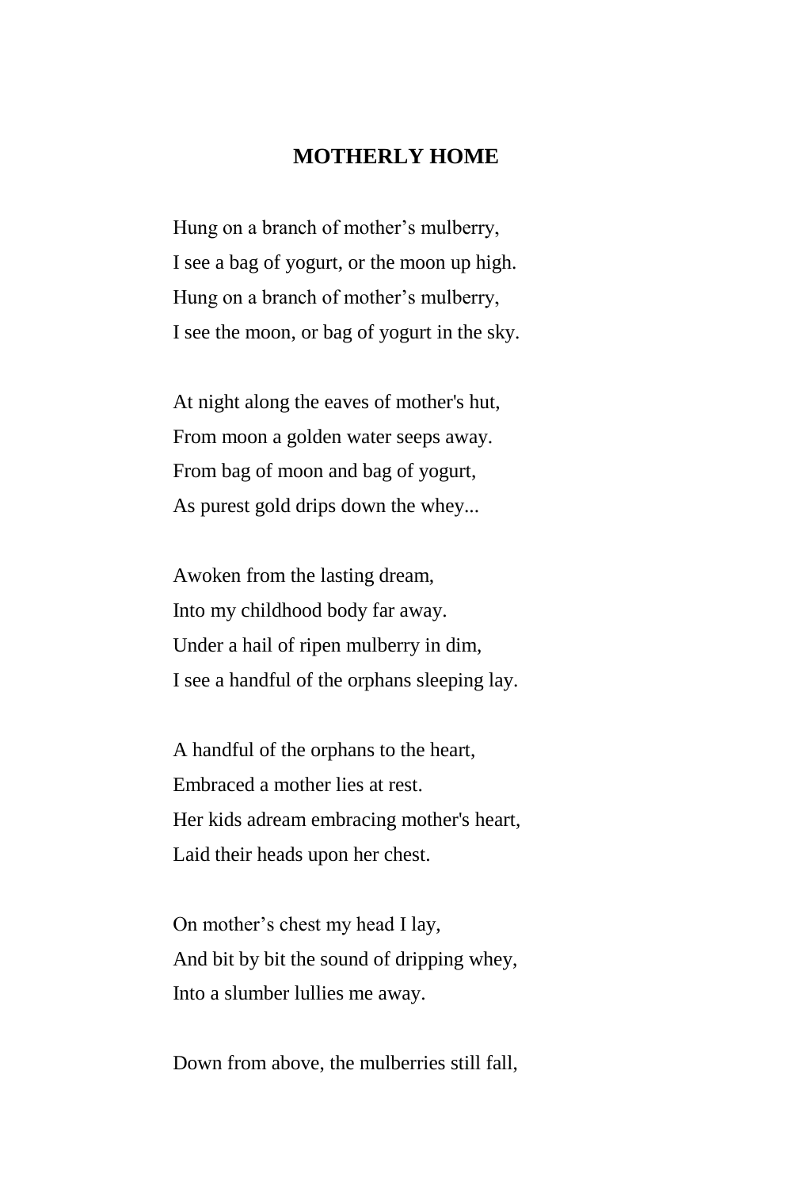## MOTHERLY HOME

Hung on a branch of mother's mulberry,
I see a bag of yogurt, or the moon up high.
Hung on a branch of mother's mulberry,
I see the moon, or bag of yogurt in the sky.

At night along the eaves of mother's hut,
From moon a golden water seeps away.
From bag of moon and bag of yogurt,
As purest gold drips down the whey...

Awoken from the lasting dream,
Into my childhood body far away.
Under a hail of ripen mulberry in dim,
I see a handful of the orphans sleeping lay.

A handful of the orphans to the heart,
Embraced a mother lies at rest.
Her kids adream embracing mother's heart,
Laid their heads upon her chest.

On mother's chest my head I lay,
And bit by bit the sound of dripping whey,
Into a slumber lullies me away.

Down from above, the mulberries still fall,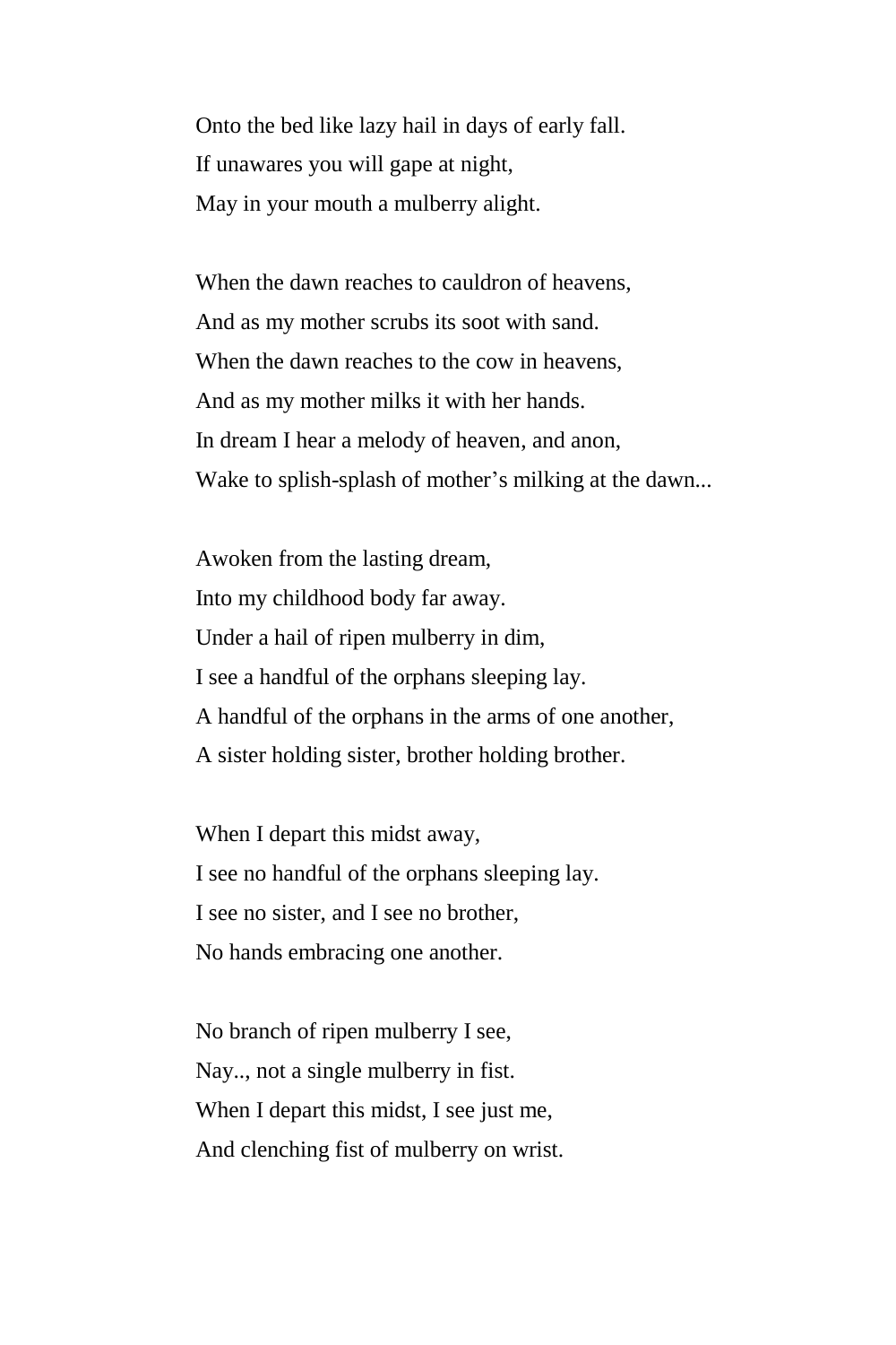Onto the bed like lazy hail in days of early fall.  
If unawares you will gape at night,  
May in your mouth a mulberry alight.

When the dawn reaches to cauldron of heavens,  
And as my mother scrubs its soot with sand.  
When the dawn reaches to the cow in heavens,  
And as my mother milks it with her hands.  
In dream I hear a melody of heaven, and anon,  
Wake to splish-splash of mother's milking at the dawn...

Awoken from the lasting dream,  
Into my childhood body far away.  
Under a hail of ripen mulberry in dim,  
I see a handful of the orphans sleeping lay.  
A handful of the orphans in the arms of one another,  
A sister holding sister, brother holding brother.

When I depart this midst away,  
I see no handful of the orphans sleeping lay.  
I see no sister, and I see no brother,  
No hands embracing one another.

No branch of ripen mulberry I see,  
Nay.., not a single mulberry in fist.  
When I depart this midst, I see just me,  
And clenching fist of mulberry on wrist.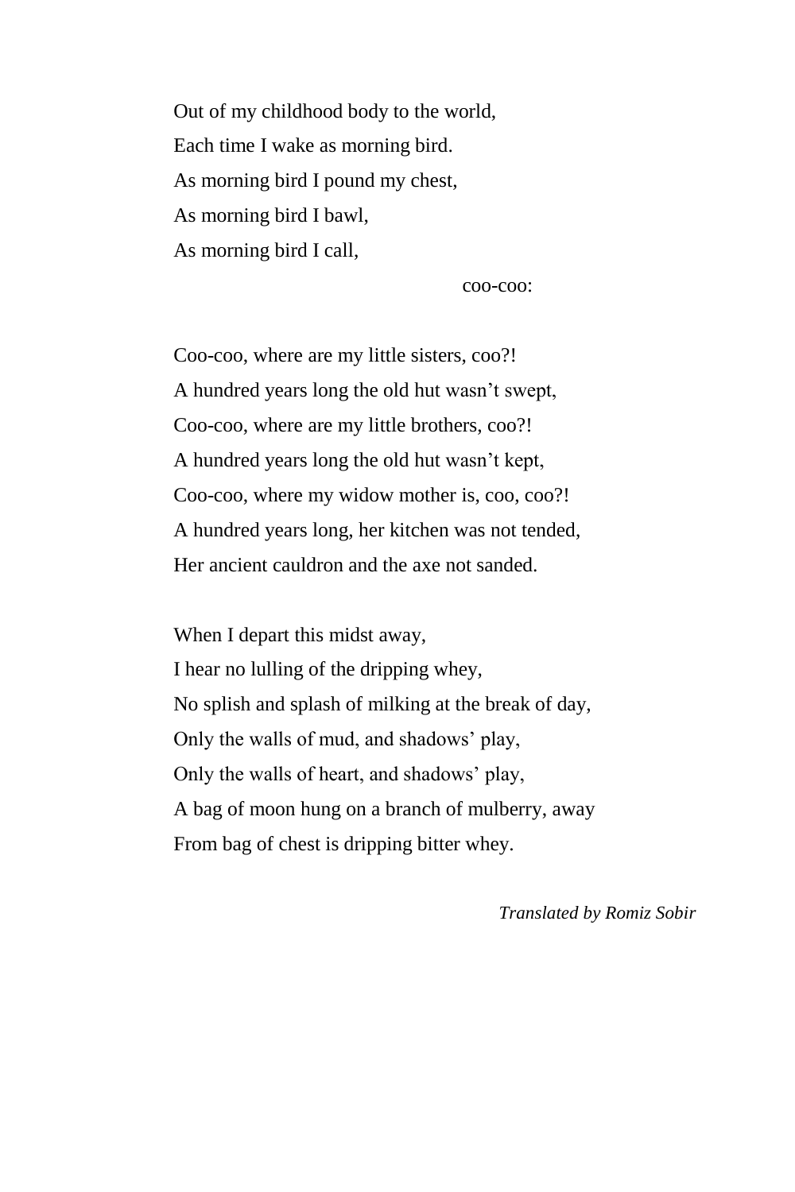Out of my childhood body to the world,  
Each time I wake as morning bird.  
As morning bird I pound my chest,  
As morning bird I bawl,  
As morning bird I call,  
coo-coo:

Coo-coo, where are my little sisters, coo?!  
A hundred years long the old hut wasn't swept,  
Coo-coo, where are my little brothers, coo?!  
A hundred years long the old hut wasn't kept,  
Coo-coo, where my widow mother is, coo, coo?!  
A hundred years long, her kitchen was not tended,  
Her ancient cauldron and the axe not sanded.

When I depart this midst away,  
I hear no lulling of the dripping whey,  
No splish and splash of milking at the break of day,  
Only the walls of mud, and shadows' play,  
Only the walls of heart, and shadows' play,  
A bag of moon hung on a branch of mulberry, away  
From bag of chest is dripping bitter whey.

*Translated by Romiz Sobir*